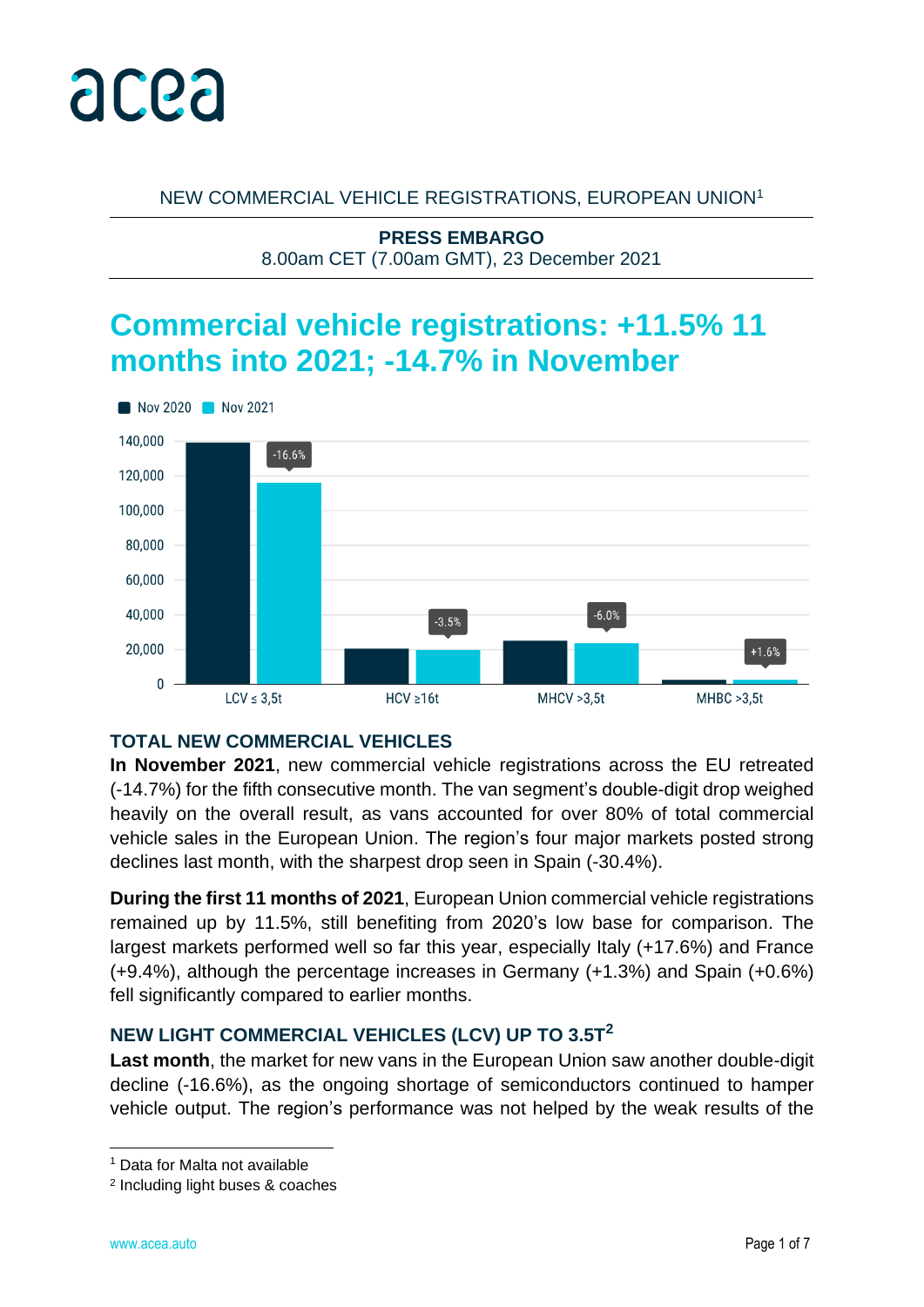acea

NEW COMMERCIAL VEHICLE REGISTRATIONS, EUROPEAN UNION[1]

**PRESS EMBARGO**
8.00am CET (7.00am GMT), 23 December 2021

# Commercial vehicle registrations: +11.5% 11 months into 2021; -14.7% in November

## TOTAL NEW COMMERCIAL VEHICLES

**In November 2021**, new commercial vehicle registrations across the EU retreated (-14.7%) for the fifth consecutive month. The van segment's double-digit drop weighed heavily on the overall result, as vans accounted for over 80% of total commercial vehicle sales in the European Union. The region's four major markets posted strong declines last month, with the sharpest drop seen in Spain (-30.4%).

**During the first 11 months of 2021**, European Union commercial vehicle registrations remained up by 11.5%, still benefiting from 2020's low base for comparison. The largest markets performed well so far this year, especially Italy (+17.6%) and France (+9.4%), although the percentage increases in Germany (+1.3%) and Spain (+0.6%) fell significantly compared to earlier months.

## NEW LIGHT COMMERCIAL VEHICLES (LCV) UP TO 3.5T[2]

**Last month**, the market for new vans in the European Union saw another double-digit decline (-16.6%), as the ongoing shortage of semiconductors continued to hamper vehicle output. The region's performance was not helped by the weak results of the

---

[1] Data for Malta not available

[2] Including light buses & coaches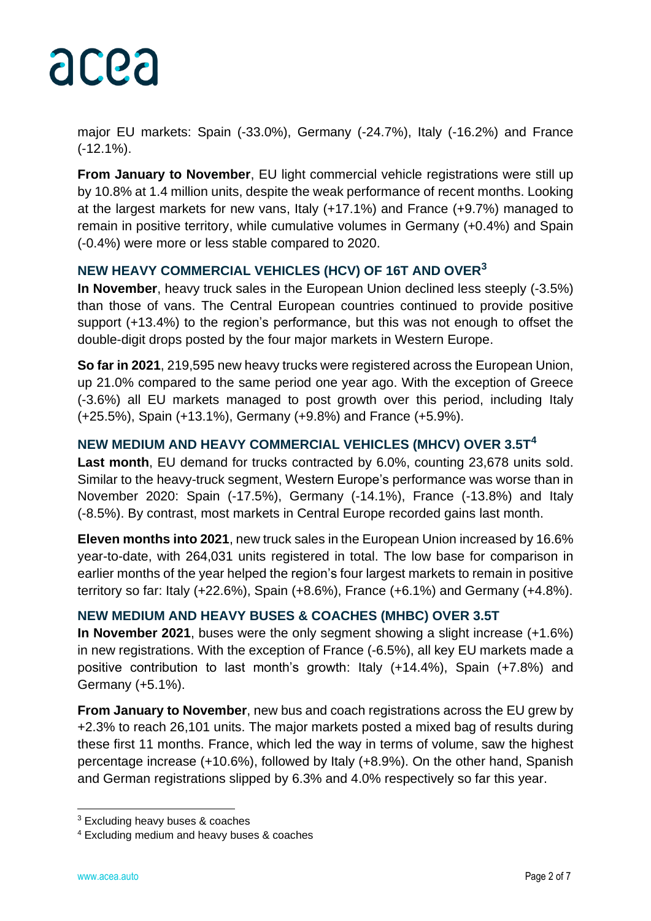major EU markets: Spain (-33.0%), Germany (-24.7%), Italy (-16.2%) and France (-12.1%).

**From January to November**, EU light commercial vehicle registrations were still up by 10.8% at 1.4 million units, despite the weak performance of recent months. Looking at the largest markets for new vans, Italy (+17.1%) and France (+9.7%) managed to remain in positive territory, while cumulative volumes in Germany (+0.4%) and Spain (-0.4%) were more or less stable compared to 2020.

## NEW HEAVY COMMERCIAL VEHICLES (HCV) OF 16T AND OVER[3]

**In November**, heavy truck sales in the European Union declined less steeply (-3.5%) than those of vans. The Central European countries continued to provide positive support (+13.4%) to the region's performance, but this was not enough to offset the double-digit drops posted by the four major markets in Western Europe.

**So far in 2021**, 219,595 new heavy trucks were registered across the European Union, up 21.0% compared to the same period one year ago. With the exception of Greece (-3.6%) all EU markets managed to post growth over this period, including Italy (+25.5%), Spain (+13.1%), Germany (+9.8%) and France (+5.9%).

## NEW MEDIUM AND HEAVY COMMERCIAL VEHICLES (MHCV) OVER 3.5T[4]

**Last month**, EU demand for trucks contracted by 6.0%, counting 23,678 units sold. Similar to the heavy-truck segment, Western Europe's performance was worse than in November 2020: Spain (-17.5%), Germany (-14.1%), France (-13.8%) and Italy (-8.5%). By contrast, most markets in Central Europe recorded gains last month.

**Eleven months into 2021**, new truck sales in the European Union increased by 16.6% year-to-date, with 264,031 units registered in total. The low base for comparison in earlier months of the year helped the region's four largest markets to remain in positive territory so far: Italy (+22.6%), Spain (+8.6%), France (+6.1%) and Germany (+4.8%).

## NEW MEDIUM AND HEAVY BUSES & COACHES (MHBC) OVER 3.5T

**In November 2021**, buses were the only segment showing a slight increase (+1.6%) in new registrations. With the exception of France (-6.5%), all key EU markets made a positive contribution to last month's growth: Italy (+14.4%), Spain (+7.8%) and Germany (+5.1%).

**From January to November**, new bus and coach registrations across the EU grew by +2.3% to reach 26,101 units. The major markets posted a mixed bag of results during these first 11 months. France, which led the way in terms of volume, saw the highest percentage increase (+10.6%), followed by Italy (+8.9%). On the other hand, Spanish and German registrations slipped by 6.3% and 4.0% respectively so far this year.

---

[3] Excluding heavy buses & coaches

[4] Excluding medium and heavy buses & coaches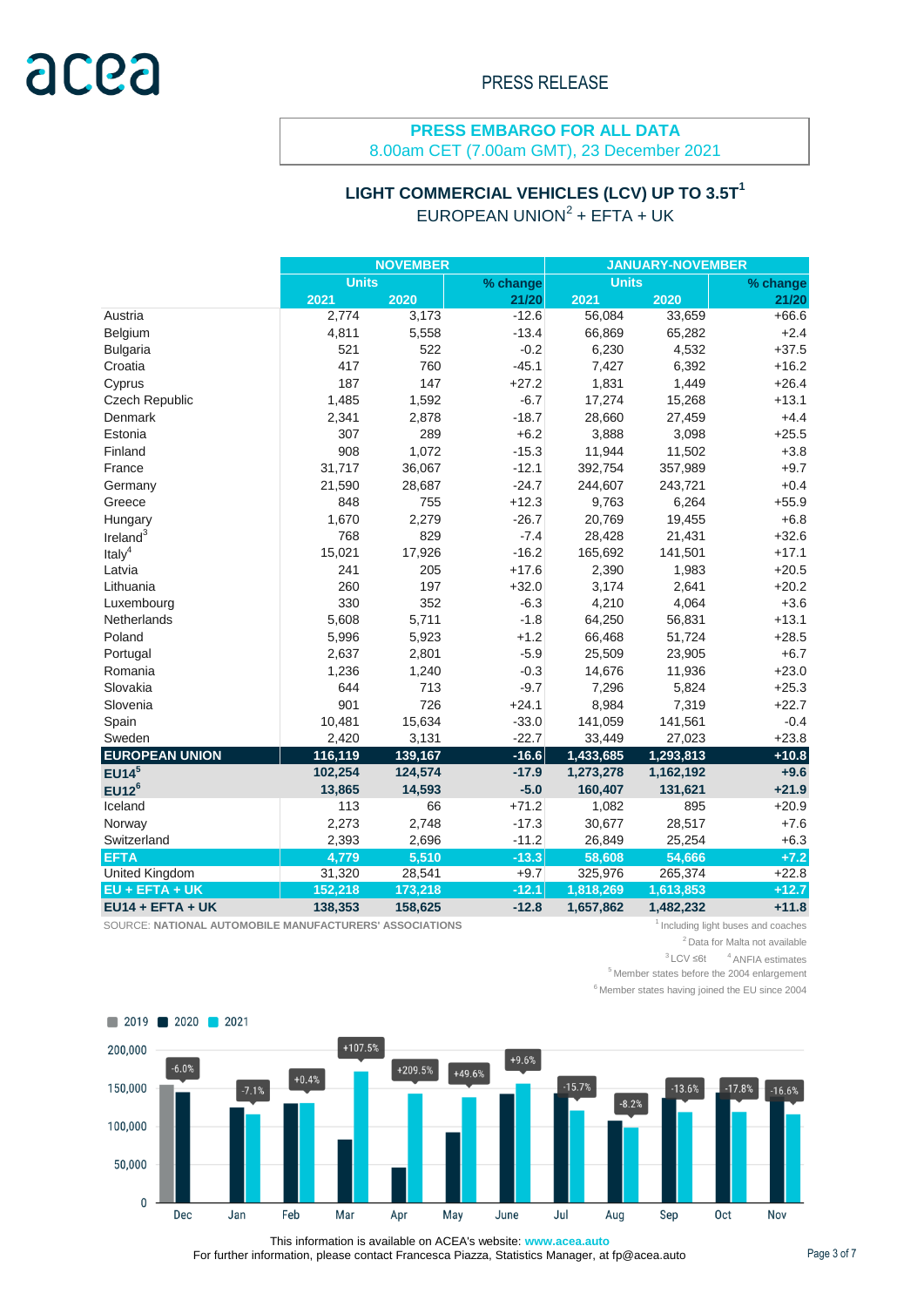acea

PRESS RELEASE

**PRESS EMBARGO FOR ALL DATA**
8.00am CET (7.00am GMT), 23 December 2021

## LIGHT COMMERCIAL VEHICLES (LCV) UP TO 3.5T[1]
EUROPEAN UNION[2] + EFTA + UK

| | NOVEMBER | | | JANUARY-NOVEMBER | | |
|---|---|---|---|---|---|---|
| | Units | | % change | Units | | % change |
| | 2021 | 2020 | 21/20 | 2021 | 2020 | 21/20 |
| Austria | 2,774 | 3,173 | -12.6 | 56,084 | 33,659 | +66.6 |
| Belgium | 4,811 | 5,558 | -13.4 | 66,869 | 65,282 | +2.4 |
| Bulgaria | 521 | 522 | -0.2 | 6,230 | 4,532 | +37.5 |
| Croatia | 417 | 760 | -45.1 | 7,427 | 6,392 | +16.2 |
| Cyprus | 187 | 147 | +27.2 | 1,831 | 1,449 | +26.4 |
| Czech Republic | 1,485 | 1,592 | -6.7 | 17,274 | 15,268 | +13.1 |
| Denmark | 2,341 | 2,878 | -18.7 | 28,660 | 27,459 | +4.4 |
| Estonia | 307 | 289 | +6.2 | 3,888 | 3,098 | +25.5 |
| Finland | 908 | 1,072 | -15.3 | 11,944 | 11,502 | +3.8 |
| France | 31,717 | 36,067 | -12.1 | 392,754 | 357,989 | +9.7 |
| Germany | 21,590 | 28,687 | -24.7 | 244,607 | 243,721 | +0.4 |
| Greece | 848 | 755 | +12.3 | 9,763 | 6,264 | +55.9 |
| Hungary | 1,670 | 2,279 | -26.7 | 20,769 | 19,455 | +6.8 |
| Ireland[3] | 768 | 829 | -7.4 | 28,428 | 21,431 | +32.6 |
| Italy[4] | 15,021 | 17,926 | -16.2 | 165,692 | 141,501 | +17.1 |
| Latvia | 241 | 205 | +17.6 | 2,390 | 1,983 | +20.5 |
| Lithuania | 260 | 197 | +32.0 | 3,174 | 2,641 | +20.2 |
| Luxembourg | 330 | 352 | -6.3 | 4,210 | 4,064 | +3.6 |
| Netherlands | 5,608 | 5,711 | -1.8 | 64,250 | 56,831 | +13.1 |
| Poland | 5,996 | 5,923 | +1.2 | 66,468 | 51,724 | +28.5 |
| Portugal | 2,637 | 2,801 | -5.9 | 25,509 | 23,905 | +6.7 |
| Romania | 1,236 | 1,240 | -0.3 | 14,676 | 11,936 | +23.0 |
| Slovakia | 644 | 713 | -9.7 | 7,296 | 5,824 | +25.3 |
| Slovenia | 901 | 726 | +24.1 | 8,984 | 7,319 | +22.7 |
| Spain | 10,481 | 15,634 | -33.0 | 141,059 | 141,561 | -0.4 |
| Sweden | 2,420 | 3,131 | -22.7 | 33,449 | 27,023 | +23.8 |
| **EUROPEAN UNION** | **116,119** | **139,167** | **-16.6** | **1,433,685** | **1,293,813** | **+10.8** |
| **EU14[5]** | **102,254** | **124,574** | **-17.9** | **1,273,278** | **1,162,192** | **+9.6** |
| **EU12[6]** | **13,865** | **14,593** | **-5.0** | **160,407** | **131,621** | **+21.9** |
| Iceland | 113 | 66 | +71.2 | 1,082 | 895 | +20.9 |
| Norway | 2,273 | 2,748 | -17.3 | 30,677 | 28,517 | +7.6 |
| Switzerland | 2,393 | 2,696 | -11.2 | 26,849 | 25,254 | +6.3 |
| **EFTA** | **4,779** | **5,510** | **-13.3** | **58,608** | **54,666** | **+7.2** |
| United Kingdom | 31,320 | 28,541 | +9.7 | 325,976 | 265,374 | +22.8 |
| **EU + EFTA + UK** | **152,218** | **173,218** | **-12.1** | **1,818,269** | **1,613,853** | **+12.7** |
| **EU14 + EFTA + UK** | **138,353** | **158,625** | **-12.8** | **1,657,862** | **1,482,232** | **+11.8** |

SOURCE: **NATIONAL AUTOMOBILE MANUFACTURERS' ASSOCIATIONS**

[1] Including light buses and coaches
[2] Data for Malta not available
[3] LCV ≤6t [4] ANFIA estimates
[5] Member states before the 2004 enlargement
[6] Member states having joined the EU since 2004

■ 2019 ■ 2020 ■ 2021

| Month | Dec | Jan | Feb | Mar | Apr | May | June | Jul | Aug | Sep | Oct | Nov |
|---|---|---|---|---|---|---|---|---|---|---|---|---|
| % change | -6.0% | -7.1% | +0.4% | +107.5% | +209.5% | +49.6% | +9.6% | -15.7% | -8.2% | -13.6% | -17.8% | -16.6% |

This information is available on ACEA's website: **www.acea.auto**
For further information, please contact Francesca Piazza, Statistics Manager, at fp@acea.auto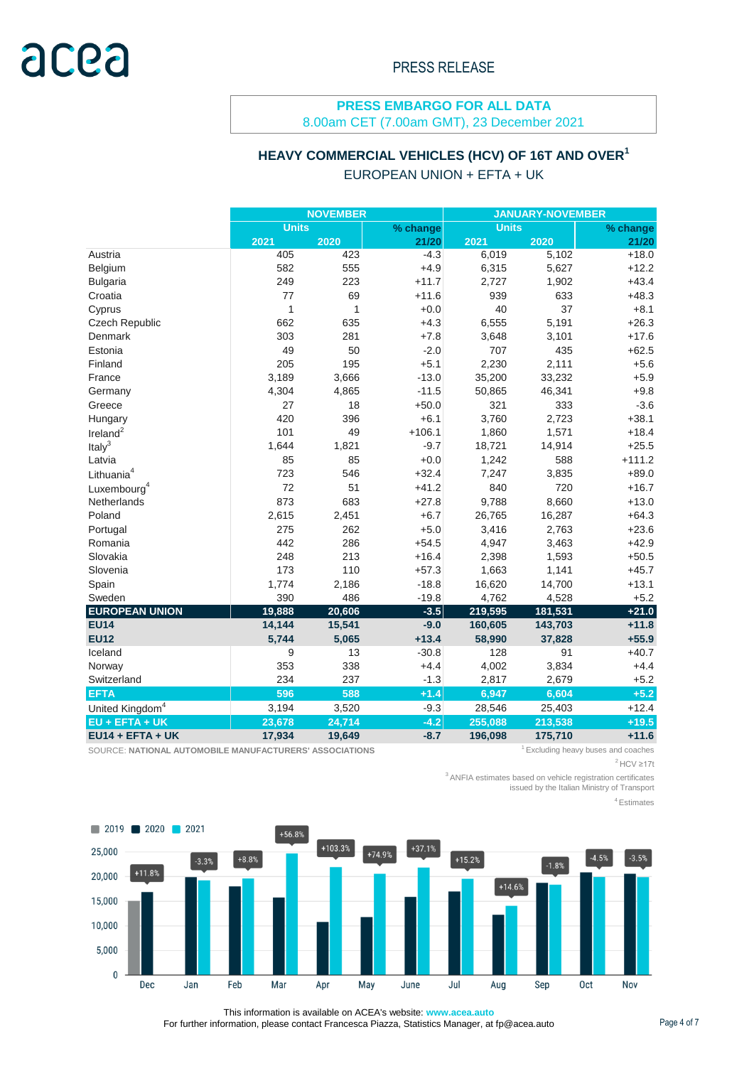PRESS RELEASE

**PRESS EMBARGO FOR ALL DATA**
8.00am CET (7.00am GMT), 23 December 2021

## HEAVY COMMERCIAL VEHICLES (HCV) OF 16T AND OVER[1]

EUROPEAN UNION + EFTA + UK

| | NOVEMBER | | | JANUARY-NOVEMBER | | |
|---|---|---|---|---|---|---|
| | Units | | % change | Units | | % change |
| | 2021 | 2020 | 21/20 | 2021 | 2020 | 21/20 |
| Austria | 405 | 423 | -4.3 | 6,019 | 5,102 | +18.0 |
| Belgium | 582 | 555 | +4.9 | 6,315 | 5,627 | +12.2 |
| Bulgaria | 249 | 223 | +11.7 | 2,727 | 1,902 | +43.4 |
| Croatia | 77 | 69 | +11.6 | 939 | 633 | +48.3 |
| Cyprus | 1 | 1 | +0.0 | 40 | 37 | +8.1 |
| Czech Republic | 662 | 635 | +4.3 | 6,555 | 5,191 | +26.3 |
| Denmark | 303 | 281 | +7.8 | 3,648 | 3,101 | +17.6 |
| Estonia | 49 | 50 | -2.0 | 707 | 435 | +62.5 |
| Finland | 205 | 195 | +5.1 | 2,230 | 2,111 | +5.6 |
| France | 3,189 | 3,666 | -13.0 | 35,200 | 33,232 | +5.9 |
| Germany | 4,304 | 4,865 | -11.5 | 50,865 | 46,341 | +9.8 |
| Greece | 27 | 18 | +50.0 | 321 | 333 | -3.6 |
| Hungary | 420 | 396 | +6.1 | 3,760 | 2,723 | +38.1 |
| Ireland[2] | 101 | 49 | +106.1 | 1,860 | 1,571 | +18.4 |
| Italy[3] | 1,644 | 1,821 | -9.7 | 18,721 | 14,914 | +25.5 |
| Latvia | 85 | 85 | +0.0 | 1,242 | 588 | +111.2 |
| Lithuania[4] | 723 | 546 | +32.4 | 7,247 | 3,835 | +89.0 |
| Luxembourg[4] | 72 | 51 | +41.2 | 840 | 720 | +16.7 |
| Netherlands | 873 | 683 | +27.8 | 9,788 | 8,660 | +13.0 |
| Poland | 2,615 | 2,451 | +6.7 | 26,765 | 16,287 | +64.3 |
| Portugal | 275 | 262 | +5.0 | 3,416 | 2,763 | +23.6 |
| Romania | 442 | 286 | +54.5 | 4,947 | 3,463 | +42.9 |
| Slovakia | 248 | 213 | +16.4 | 2,398 | 1,593 | +50.5 |
| Slovenia | 173 | 110 | +57.3 | 1,663 | 1,141 | +45.7 |
| Spain | 1,774 | 2,186 | -18.8 | 16,620 | 14,700 | +13.1 |
| Sweden | 390 | 486 | -19.8 | 4,762 | 4,528 | +5.2 |
| **EUROPEAN UNION** | **19,888** | **20,606** | **-3.5** | **219,595** | **181,531** | **+21.0** |
| **EU14** | **14,144** | **15,541** | **-9.0** | **160,605** | **143,703** | **+11.8** |
| **EU12** | **5,744** | **5,065** | **+13.4** | **58,990** | **37,828** | **+55.9** |
| Iceland | 9 | 13 | -30.8 | 128 | 91 | +40.7 |
| Norway | 353 | 338 | +4.4 | 4,002 | 3,834 | +4.4 |
| Switzerland | 234 | 237 | -1.3 | 2,817 | 2,679 | +5.2 |
| **EFTA** | **596** | **588** | **+1.4** | **6,947** | **6,604** | **+5.2** |
| United Kingdom[4] | 3,194 | 3,520 | -9.3 | 28,546 | 25,403 | +12.4 |
| **EU + EFTA + UK** | **23,678** | **24,714** | **-4.2** | **255,088** | **213,538** | **+19.5** |
| **EU14 + EFTA + UK** | **17,934** | **19,649** | **-8.7** | **196,098** | **175,710** | **+11.6** |

SOURCE: **NATIONAL AUTOMOBILE MANUFACTURERS' ASSOCIATIONS**

[1] Excluding heavy buses and coaches

[2] HCV ≥17t

[3] ANFIA estimates based on vehicle registration certificates issued by the Italian Ministry of Transport

[4] Estimates

This information is available on ACEA's website: **www.acea.auto**
For further information, please contact Francesca Piazza, Statistics Manager, at fp@acea.auto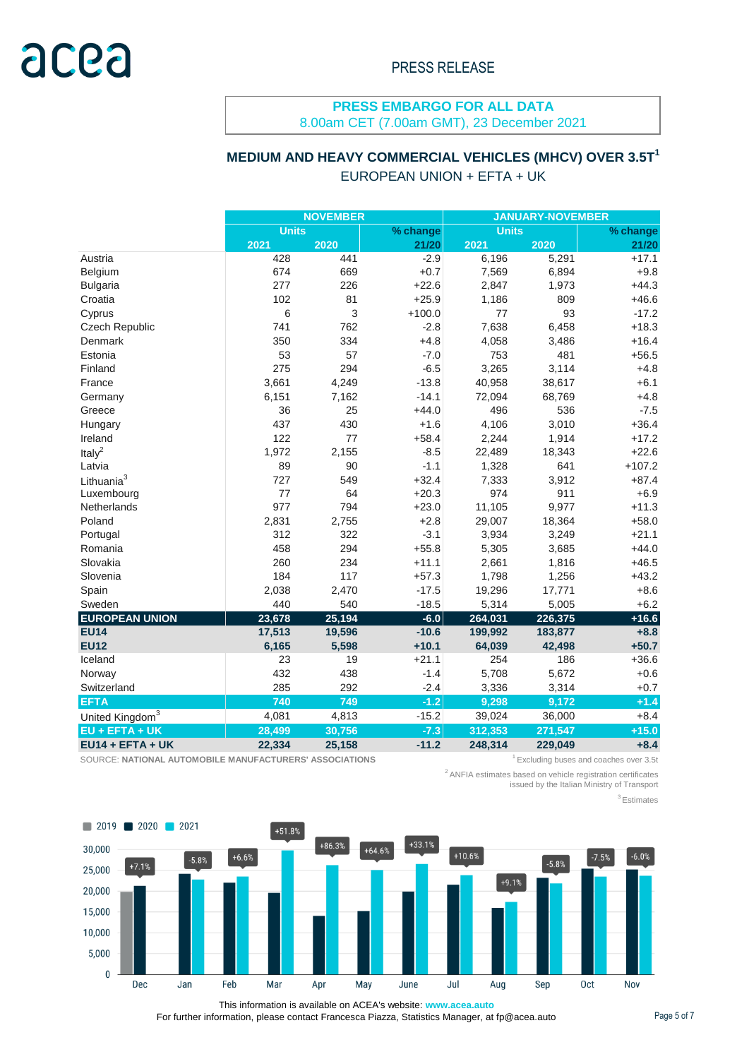PRESS RELEASE

**PRESS EMBARGO FOR ALL DATA**
8.00am CET (7.00am GMT), 23 December 2021

## MEDIUM AND HEAVY COMMERCIAL VEHICLES (MHCV) OVER 3.5T[1]

EUROPEAN UNION + EFTA + UK

| | NOVEMBER | | | JANUARY-NOVEMBER | | |
|---|---|---|---|---|---|---|
| | Units | | % change | Units | | % change |
| | 2021 | 2020 | 21/20 | 2021 | 2020 | 21/20 |
| Austria | 428 | 441 | -2.9 | 6,196 | 5,291 | +17.1 |
| Belgium | 674 | 669 | +0.7 | 7,569 | 6,894 | +9.8 |
| Bulgaria | 277 | 226 | +22.6 | 2,847 | 1,973 | +44.3 |
| Croatia | 102 | 81 | +25.9 | 1,186 | 809 | +46.6 |
| Cyprus | 6 | 3 | +100.0 | 77 | 93 | -17.2 |
| Czech Republic | 741 | 762 | -2.8 | 7,638 | 6,458 | +18.3 |
| Denmark | 350 | 334 | +4.8 | 4,058 | 3,486 | +16.4 |
| Estonia | 53 | 57 | -7.0 | 753 | 481 | +56.5 |
| Finland | 275 | 294 | -6.5 | 3,265 | 3,114 | +4.8 |
| France | 3,661 | 4,249 | -13.8 | 40,958 | 38,617 | +6.1 |
| Germany | 6,151 | 7,162 | -14.1 | 72,094 | 68,769 | +4.8 |
| Greece | 36 | 25 | +44.0 | 496 | 536 | -7.5 |
| Hungary | 437 | 430 | +1.6 | 4,106 | 3,010 | +36.4 |
| Ireland | 122 | 77 | +58.4 | 2,244 | 1,914 | +17.2 |
| Italy[2] | 1,972 | 2,155 | -8.5 | 22,489 | 18,343 | +22.6 |
| Latvia | 89 | 90 | -1.1 | 1,328 | 641 | +107.2 |
| Lithuania[3] | 727 | 549 | +32.4 | 7,333 | 3,912 | +87.4 |
| Luxembourg | 77 | 64 | +20.3 | 974 | 911 | +6.9 |
| Netherlands | 977 | 794 | +23.0 | 11,105 | 9,977 | +11.3 |
| Poland | 2,831 | 2,755 | +2.8 | 29,007 | 18,364 | +58.0 |
| Portugal | 312 | 322 | -3.1 | 3,934 | 3,249 | +21.1 |
| Romania | 458 | 294 | +55.8 | 5,305 | 3,685 | +44.0 |
| Slovakia | 260 | 234 | +11.1 | 2,661 | 1,816 | +46.5 |
| Slovenia | 184 | 117 | +57.3 | 1,798 | 1,256 | +43.2 |
| Spain | 2,038 | 2,470 | -17.5 | 19,296 | 17,771 | +8.6 |
| Sweden | 440 | 540 | -18.5 | 5,314 | 5,005 | +6.2 |
| **EUROPEAN UNION** | **23,678** | **25,194** | **-6.0** | **264,031** | **226,375** | **+16.6** |
| **EU14** | **17,513** | **19,596** | **-10.6** | **199,992** | **183,877** | **+8.8** |
| **EU12** | **6,165** | **5,598** | **+10.1** | **64,039** | **42,498** | **+50.7** |
| Iceland | 23 | 19 | +21.1 | 254 | 186 | +36.6 |
| Norway | 432 | 438 | -1.4 | 5,708 | 5,672 | +0.6 |
| Switzerland | 285 | 292 | -2.4 | 3,336 | 3,314 | +0.7 |
| **EFTA** | **740** | **749** | **-1.2** | **9,298** | **9,172** | **+1.4** |
| United Kingdom[3] | 4,081 | 4,813 | -15.2 | 39,024 | 36,000 | +8.4 |
| **EU + EFTA + UK** | **28,499** | **30,756** | **-7.3** | **312,353** | **271,547** | **+15.0** |
| **EU14 + EFTA + UK** | **22,334** | **25,158** | **-11.2** | **248,314** | **229,049** | **+8.4** |

SOURCE: **NATIONAL AUTOMOBILE MANUFACTURERS' ASSOCIATIONS**

[1] Excluding buses and coaches over 3.5t

[2] ANFIA estimates based on vehicle registration certificates issued by the Italian Ministry of Transport

[3] Estimates

This information is available on ACEA's website: **www.acea.auto**
For further information, please contact Francesca Piazza, Statistics Manager, at fp@acea.auto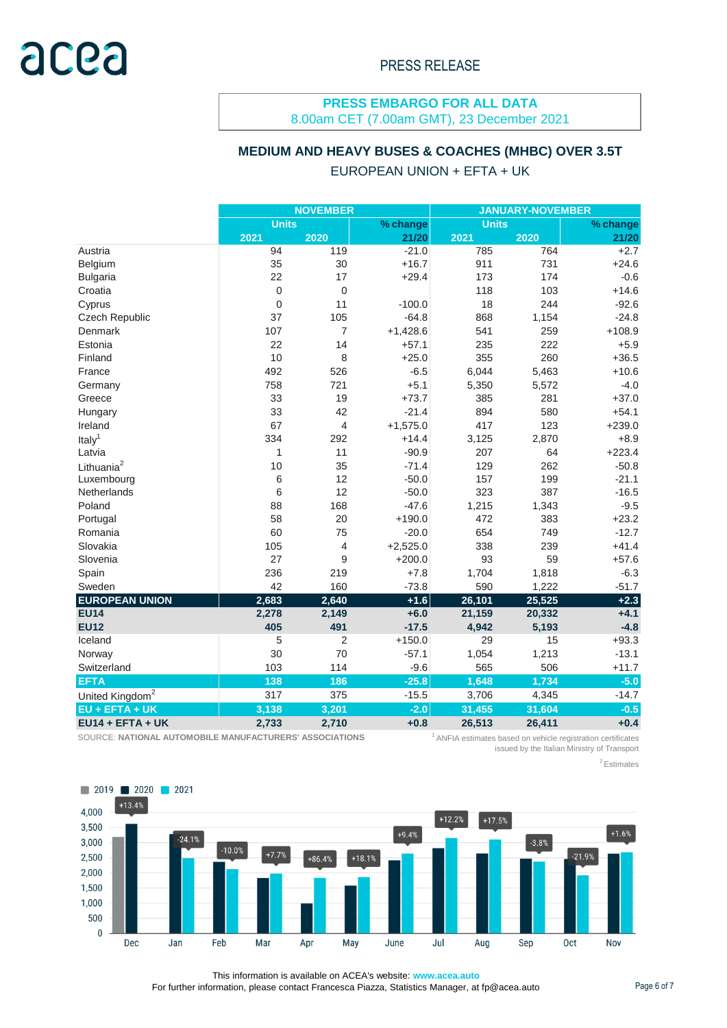PRESS RELEASE

**PRESS EMBARGO FOR ALL DATA**
8.00am CET (7.00am GMT), 23 December 2021

## MEDIUM AND HEAVY BUSES & COACHES (MHBC) OVER 3.5T

EUROPEAN UNION + EFTA + UK

| | NOVEMBER | | | JANUARY-NOVEMBER | | |
|---|---|---|---|---|---|---|
| | Units | | % change | Units | | % change |
| | 2021 | 2020 | 21/20 | 2021 | 2020 | 21/20 |
| Austria | 94 | 119 | -21.0 | 785 | 764 | +2.7 |
| Belgium | 35 | 30 | +16.7 | 911 | 731 | +24.6 |
| Bulgaria | 22 | 17 | +29.4 | 173 | 174 | -0.6 |
| Croatia | 0 | 0 | | 118 | 103 | +14.6 |
| Cyprus | 0 | 11 | -100.0 | 18 | 244 | -92.6 |
| Czech Republic | 37 | 105 | -64.8 | 868 | 1,154 | -24.8 |
| Denmark | 107 | 7 | +1,428.6 | 541 | 259 | +108.9 |
| Estonia | 22 | 14 | +57.1 | 235 | 222 | +5.9 |
| Finland | 10 | 8 | +25.0 | 355 | 260 | +36.5 |
| France | 492 | 526 | -6.5 | 6,044 | 5,463 | +10.6 |
| Germany | 758 | 721 | +5.1 | 5,350 | 5,572 | -4.0 |
| Greece | 33 | 19 | +73.7 | 385 | 281 | +37.0 |
| Hungary | 33 | 42 | -21.4 | 894 | 580 | +54.1 |
| Ireland | 67 | 4 | +1,575.0 | 417 | 123 | +239.0 |
| Italy[1] | 334 | 292 | +14.4 | 3,125 | 2,870 | +8.9 |
| Latvia | 1 | 11 | -90.9 | 207 | 64 | +223.4 |
| Lithuania[2] | 10 | 35 | -71.4 | 129 | 262 | -50.8 |
| Luxembourg | 6 | 12 | -50.0 | 157 | 199 | -21.1 |
| Netherlands | 6 | 12 | -50.0 | 323 | 387 | -16.5 |
| Poland | 88 | 168 | -47.6 | 1,215 | 1,343 | -9.5 |
| Portugal | 58 | 20 | +190.0 | 472 | 383 | +23.2 |
| Romania | 60 | 75 | -20.0 | 654 | 749 | -12.7 |
| Slovakia | 105 | 4 | +2,525.0 | 338 | 239 | +41.4 |
| Slovenia | 27 | 9 | +200.0 | 93 | 59 | +57.6 |
| Spain | 236 | 219 | +7.8 | 1,704 | 1,818 | -6.3 |
| Sweden | 42 | 160 | -73.8 | 590 | 1,222 | -51.7 |
| **EUROPEAN UNION** | **2,683** | **2,640** | **+1.6** | **26,101** | **25,525** | **+2.3** |
| **EU14** | **2,278** | **2,149** | **+6.0** | **21,159** | **20,332** | **+4.1** |
| **EU12** | **405** | **491** | **-17.5** | **4,942** | **5,193** | **-4.8** |
| Iceland | 5 | 2 | +150.0 | 29 | 15 | +93.3 |
| Norway | 30 | 70 | -57.1 | 1,054 | 1,213 | -13.1 |
| Switzerland | 103 | 114 | -9.6 | 565 | 506 | +11.7 |
| **EFTA** | **138** | **186** | **-25.8** | **1,648** | **1,734** | **-5.0** |
| United Kingdom[2] | 317 | 375 | -15.5 | 3,706 | 4,345 | -14.7 |
| **EU + EFTA + UK** | **3,138** | **3,201** | **-2.0** | **31,455** | **31,604** | **-0.5** |
| **EU14 + EFTA + UK** | **2,733** | **2,710** | **+0.8** | **26,513** | **26,411** | **+0.4** |

SOURCE: **NATIONAL AUTOMOBILE MANUFACTURERS' ASSOCIATIONS**

[1] ANFIA estimates based on vehicle registration certificates issued by the Italian Ministry of Transport

[2] Estimates

This information is available on ACEA's website: **www.acea.auto**
For further information, please contact Francesca Piazza, Statistics Manager, at fp@acea.auto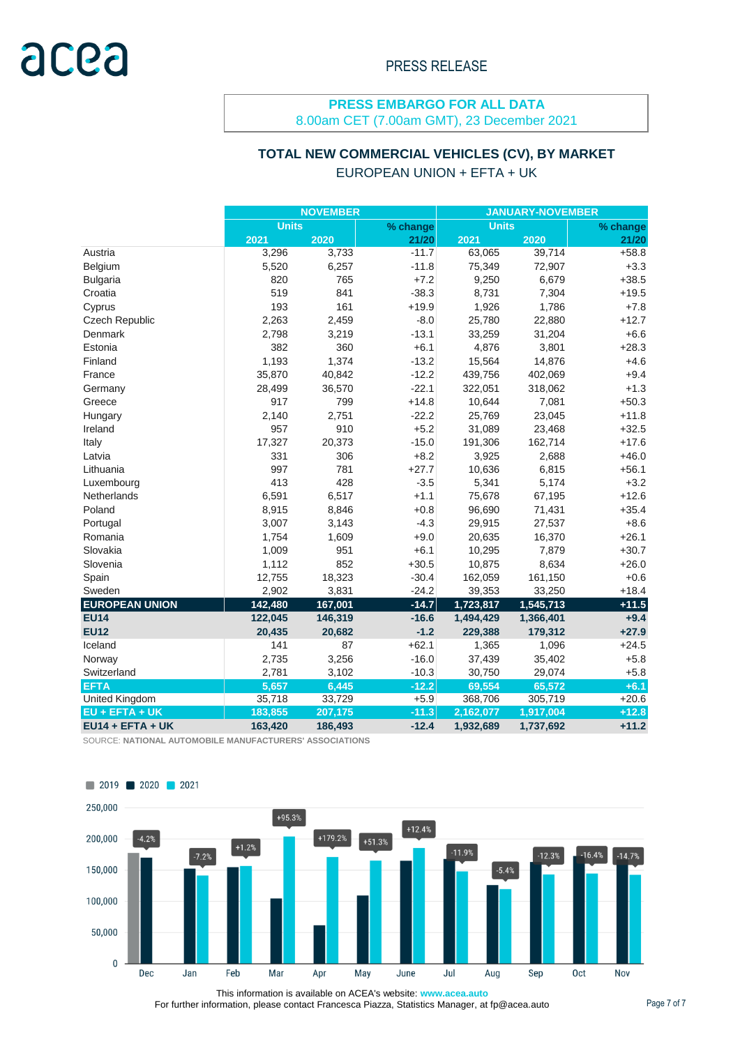acea

PRESS RELEASE

**PRESS EMBARGO FOR ALL DATA**
8.00am CET (7.00am GMT), 23 December 2021

## TOTAL NEW COMMERCIAL VEHICLES (CV), BY MARKET

EUROPEAN UNION + EFTA + UK

| | NOVEMBER | | | JANUARY-NOVEMBER | | |
|---|---|---|---|---|---|---|
| | Units | | % change | Units | | % change |
| | 2021 | 2020 | 21/20 | 2021 | 2020 | 21/20 |
| Austria | 3,296 | 3,733 | -11.7 | 63,065 | 39,714 | +58.8 |
| Belgium | 5,520 | 6,257 | -11.8 | 75,349 | 72,907 | +3.3 |
| Bulgaria | 820 | 765 | +7.2 | 9,250 | 6,679 | +38.5 |
| Croatia | 519 | 841 | -38.3 | 8,731 | 7,304 | +19.5 |
| Cyprus | 193 | 161 | +19.9 | 1,926 | 1,786 | +7.8 |
| Czech Republic | 2,263 | 2,459 | -8.0 | 25,780 | 22,880 | +12.7 |
| Denmark | 2,798 | 3,219 | -13.1 | 33,259 | 31,204 | +6.6 |
| Estonia | 382 | 360 | +6.1 | 4,876 | 3,801 | +28.3 |
| Finland | 1,193 | 1,374 | -13.2 | 15,564 | 14,876 | +4.6 |
| France | 35,870 | 40,842 | -12.2 | 439,756 | 402,069 | +9.4 |
| Germany | 28,499 | 36,570 | -22.1 | 322,051 | 318,062 | +1.3 |
| Greece | 917 | 799 | +14.8 | 10,644 | 7,081 | +50.3 |
| Hungary | 2,140 | 2,751 | -22.2 | 25,769 | 23,045 | +11.8 |
| Ireland | 957 | 910 | +5.2 | 31,089 | 23,468 | +32.5 |
| Italy | 17,327 | 20,373 | -15.0 | 191,306 | 162,714 | +17.6 |
| Latvia | 331 | 306 | +8.2 | 3,925 | 2,688 | +46.0 |
| Lithuania | 997 | 781 | +27.7 | 10,636 | 6,815 | +56.1 |
| Luxembourg | 413 | 428 | -3.5 | 5,341 | 5,174 | +3.2 |
| Netherlands | 6,591 | 6,517 | +1.1 | 75,678 | 67,195 | +12.6 |
| Poland | 8,915 | 8,846 | +0.8 | 96,690 | 71,431 | +35.4 |
| Portugal | 3,007 | 3,143 | -4.3 | 29,915 | 27,537 | +8.6 |
| Romania | 1,754 | 1,609 | +9.0 | 20,635 | 16,370 | +26.1 |
| Slovakia | 1,009 | 951 | +6.1 | 10,295 | 7,879 | +30.7 |
| Slovenia | 1,112 | 852 | +30.5 | 10,875 | 8,634 | +26.0 |
| Spain | 12,755 | 18,323 | -30.4 | 162,059 | 161,150 | +0.6 |
| Sweden | 2,902 | 3,831 | -24.2 | 39,353 | 33,250 | +18.4 |
| **EUROPEAN UNION** | **142,480** | **167,001** | **-14.7** | **1,723,817** | **1,545,713** | **+11.5** |
| **EU14** | **122,045** | **146,319** | **-16.6** | **1,494,429** | **1,366,401** | **+9.4** |
| **EU12** | **20,435** | **20,682** | **-1.2** | **229,388** | **179,312** | **+27.9** |
| Iceland | 141 | 87 | +62.1 | 1,365 | 1,096 | +24.5 |
| Norway | 2,735 | 3,256 | -16.0 | 37,439 | 35,402 | +5.8 |
| Switzerland | 2,781 | 3,102 | -10.3 | 30,750 | 29,074 | +5.8 |
| **EFTA** | **5,657** | **6,445** | **-12.2** | **69,554** | **65,572** | **+6.1** |
| United Kingdom | 35,718 | 33,729 | +5.9 | 368,706 | 305,719 | +20.6 |
| **EU + EFTA + UK** | **183,855** | **207,175** | **-11.3** | **2,162,077** | **1,917,004** | **+12.8** |
| **EU14 + EFTA + UK** | **163,420** | **186,493** | **-12.4** | **1,932,689** | **1,737,692** | **+11.2** |

SOURCE: **NATIONAL AUTOMOBILE MANUFACTURERS' ASSOCIATIONS**

2019 2020 2021

250,000
200,000
150,000
100,000
50,000
0

-4.2% -7.2% +1.2% +95.3% +179.2% +51.3% +12.4% -11.9% -5.4% -12.3% -16.4% -14.7%

Dec Jan Feb Mar Apr May June Jul Aug Sep Oct Nov

This information is available on ACEA's website: **www.acea.auto**
For further information, please contact Francesca Piazza, Statistics Manager, at fp@acea.auto